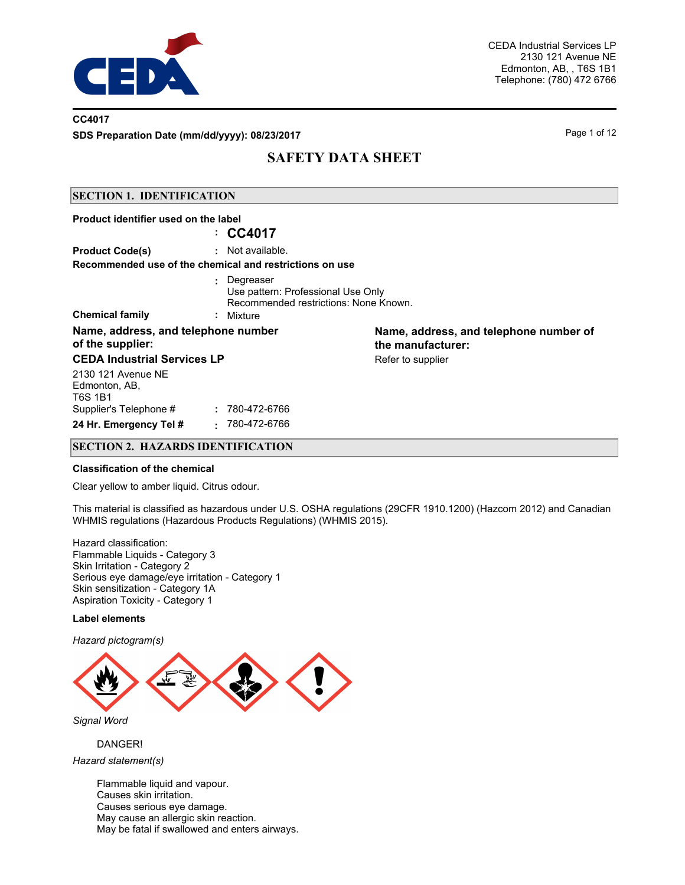CEDA Industrial Services LP
2130 121 Avenue NE
Edmonton, AB, , T6S 1B1
Telephone: (780) 472 6766

**CC4017**

**SDS Preparation Date (mm/dd/yyyy): 08/23/2017**

# SAFETY DATA SHEET

## SECTION 1. IDENTIFICATION

**Product identifier used on the label**
: **CC4017**

**Product Code(s)** : Not available.

**Recommended use of the chemical and restrictions on use**
: Degreaser
Use pattern: Professional Use Only
Recommended restrictions: None Known.

**Chemical family** : Mixture

**Name, address, and telephone number of the supplier:**

**CEDA Industrial Services LP**

2130 121 Avenue NE
Edmonton, AB,
T6S 1B1

Supplier's Telephone # : 780-472-6766

**24 Hr. Emergency Tel #** : 780-472-6766

**Name, address, and telephone number of the manufacturer:**

Refer to supplier

## SECTION 2. HAZARDS IDENTIFICATION

**Classification of the chemical**

Clear yellow to amber liquid. Citrus odour.

This material is classified as hazardous under U.S. OSHA regulations (29CFR 1910.1200) (Hazcom 2012) and Canadian WHMIS regulations (Hazardous Products Regulations) (WHMIS 2015).

Hazard classification:
Flammable Liquids - Category 3
Skin Irritation - Category 2
Serious eye damage/eye irritation - Category 1
Skin sensitization - Category 1A
Aspiration Toxicity - Category 1

**Label elements**

*Hazard pictogram(s)*

*Signal Word*

DANGER!

*Hazard statement(s)*

Flammable liquid and vapour.
Causes skin irritation.
Causes serious eye damage.
May cause an allergic skin reaction.
May be fatal if swallowed and enters airways.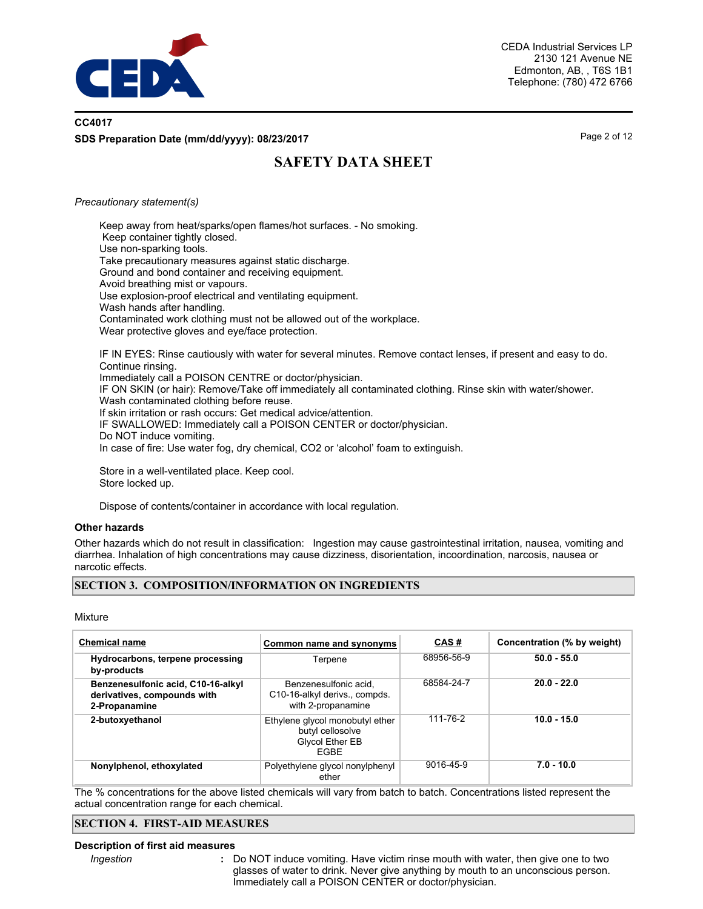*Precautionary statement(s)*

Keep away from heat/sparks/open flames/hot surfaces. - No smoking.
Keep container tightly closed.
Use non-sparking tools.
Take precautionary measures against static discharge.
Ground and bond container and receiving equipment.
Avoid breathing mist or vapours.
Use explosion-proof electrical and ventilating equipment.
Wash hands after handling.
Contaminated work clothing must not be allowed out of the workplace.
Wear protective gloves and eye/face protection.

IF IN EYES: Rinse cautiously with water for several minutes. Remove contact lenses, if present and easy to do. Continue rinsing.
Immediately call a POISON CENTRE or doctor/physician.
IF ON SKIN (or hair): Remove/Take off immediately all contaminated clothing. Rinse skin with water/shower.
Wash contaminated clothing before reuse.
If skin irritation or rash occurs: Get medical advice/attention.
IF SWALLOWED: Immediately call a POISON CENTER or doctor/physician.
Do NOT induce vomiting.
In case of fire: Use water fog, dry chemical, CO2 or 'alcohol' foam to extinguish.

Store in a well-ventilated place. Keep cool.
Store locked up.

Dispose of contents/container in accordance with local regulation.

### Other hazards

Other hazards which do not result in classification: Ingestion may cause gastrointestinal irritation, nausea, vomiting and diarrhea. Inhalation of high concentrations may cause dizziness, disorientation, incoordination, narcosis, nausea or narcotic effects.

## SECTION 3. COMPOSITION/INFORMATION ON INGREDIENTS

Mixture

| Chemical name | Common name and synonyms | CAS # | Concentration (% by weight) |
|---|---|---|---|
| **Hydrocarbons, terpene processing by-products** | Terpene | 68956-56-9 | **50.0 - 55.0** |
| **Benzenesulfonic acid, C10-16-alkyl derivatives, compounds with 2-Propanamine** | Benzenesulfonic acid, C10-16-alkyl derivs., compds. with 2-propanamine | 68584-24-7 | **20.0 - 22.0** |
| **2-butoxyethanol** | Ethylene glycol monobutyl ether butyl cellosolve Glycol Ether EB EGBE | 111-76-2 | **10.0 - 15.0** |
| **Nonylphenol, ethoxylated** | Polyethylene glycol nonylphenyl ether | 9016-45-9 | **7.0 - 10.0** |

The % concentrations for the above listed chemicals will vary from batch to batch. Concentrations listed represent the actual concentration range for each chemical.

## SECTION 4. FIRST-AID MEASURES

### Description of first aid measures

*Ingestion* : Do NOT induce vomiting. Have victim rinse mouth with water, then give one to two glasses of water to drink. Never give anything by mouth to an unconscious person. Immediately call a POISON CENTER or doctor/physician.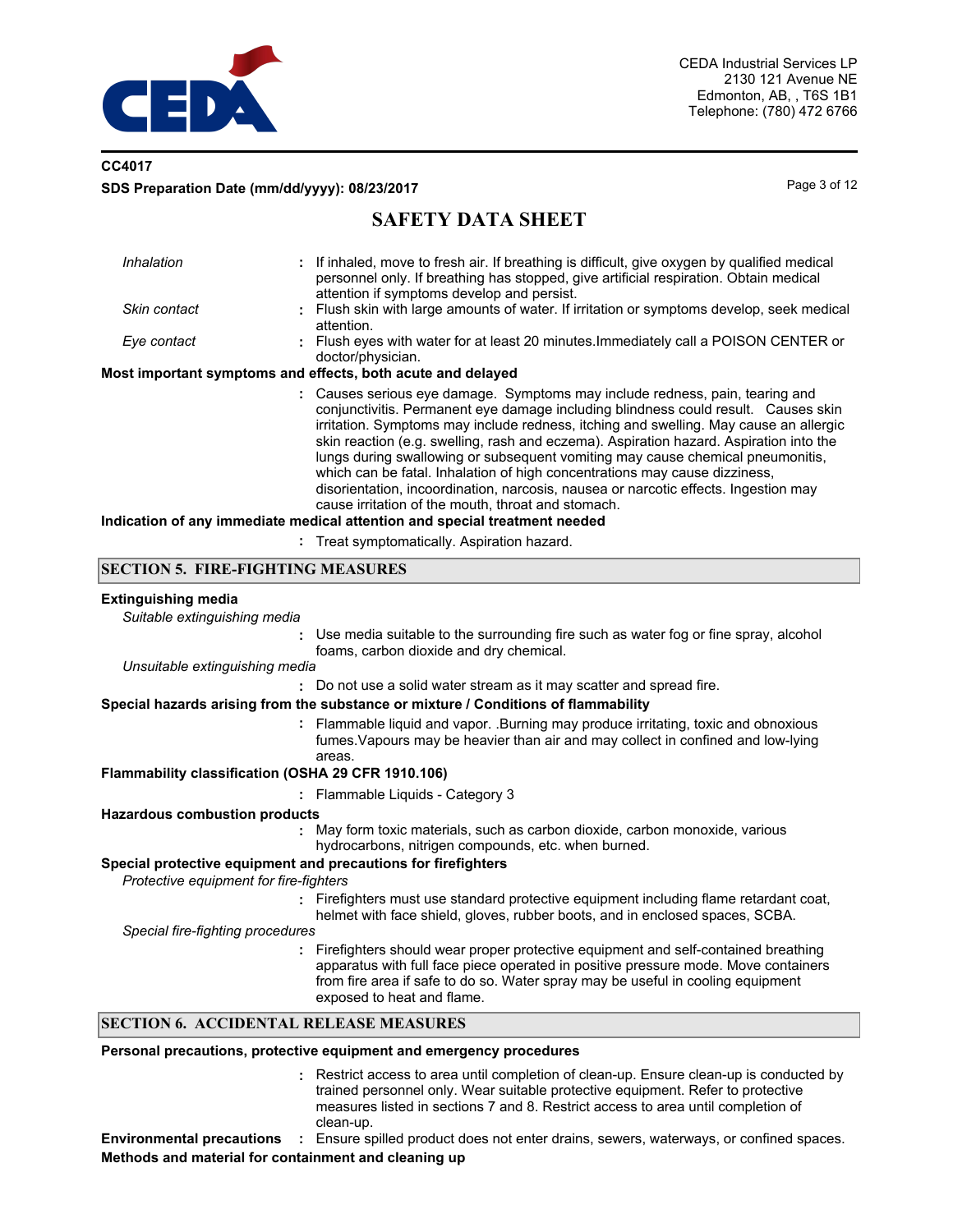*Inhalation* : If inhaled, move to fresh air. If breathing is difficult, give oxygen by qualified medical personnel only. If breathing has stopped, give artificial respiration. Obtain medical attention if symptoms develop and persist.

*Skin contact* : Flush skin with large amounts of water. If irritation or symptoms develop, seek medical attention.

*Eye contact* : Flush eyes with water for at least 20 minutes.Immediately call a POISON CENTER or doctor/physician.

**Most important symptoms and effects, both acute and delayed**

: Causes serious eye damage. Symptoms may include redness, pain, tearing and conjunctivitis. Permanent eye damage including blindness could result. Causes skin irritation. Symptoms may include redness, itching and swelling. May cause an allergic skin reaction (e.g. swelling, rash and eczema). Aspiration hazard. Aspiration into the lungs during swallowing or subsequent vomiting may cause chemical pneumonitis, which can be fatal. Inhalation of high concentrations may cause dizziness, disorientation, incoordination, narcosis, nausea or narcotic effects. Ingestion may cause irritation of the mouth, throat and stomach.

**Indication of any immediate medical attention and special treatment needed**

: Treat symptomatically. Aspiration hazard.

## SECTION 5. FIRE-FIGHTING MEASURES

**Extinguishing media**

*Suitable extinguishing media*

: Use media suitable to the surrounding fire such as water fog or fine spray, alcohol foams, carbon dioxide and dry chemical.

*Unsuitable extinguishing media*

: Do not use a solid water stream as it may scatter and spread fire.

**Special hazards arising from the substance or mixture / Conditions of flammability**

: Flammable liquid and vapor. .Burning may produce irritating, toxic and obnoxious fumes.Vapours may be heavier than air and may collect in confined and low-lying areas.

**Flammability classification (OSHA 29 CFR 1910.106)**

: Flammable Liquids - Category 3

**Hazardous combustion products**

: May form toxic materials, such as carbon dioxide, carbon monoxide, various hydrocarbons, nitrigen compounds, etc. when burned.

**Special protective equipment and precautions for firefighters**

*Protective equipment for fire-fighters*

: Firefighters must use standard protective equipment including flame retardant coat, helmet with face shield, gloves, rubber boots, and in enclosed spaces, SCBA.

*Special fire-fighting procedures*

: Firefighters should wear proper protective equipment and self-contained breathing apparatus with full face piece operated in positive pressure mode. Move containers from fire area if safe to do so. Water spray may be useful in cooling equipment exposed to heat and flame.

## SECTION 6. ACCIDENTAL RELEASE MEASURES

**Personal precautions, protective equipment and emergency procedures**

: Restrict access to area until completion of clean-up. Ensure clean-up is conducted by trained personnel only. Wear suitable protective equipment. Refer to protective measures listed in sections 7 and 8. Restrict access to area until completion of clean-up.

**Environmental precautions** : Ensure spilled product does not enter drains, sewers, waterways, or confined spaces.

**Methods and material for containment and cleaning up**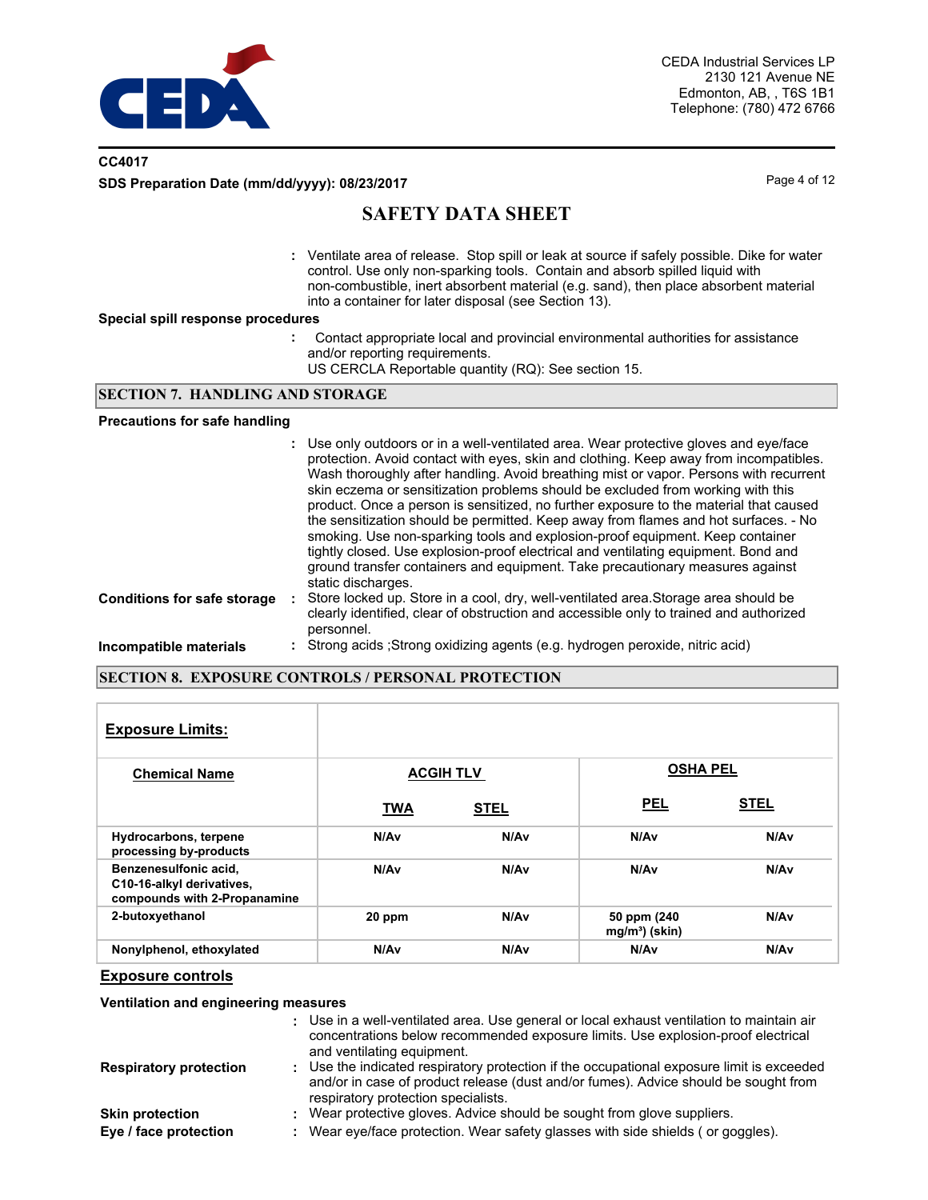: Ventilate area of release. Stop spill or leak at source if safely possible. Dike for water control. Use only non-sparking tools. Contain and absorb spilled liquid with non-combustible, inert absorbent material (e.g. sand), then place absorbent material into a container for later disposal (see Section 13).

**Special spill response procedures**

: Contact appropriate local and provincial environmental authorities for assistance and/or reporting requirements.
US CERCLA Reportable quantity (RQ): See section 15.

## SECTION 7. HANDLING AND STORAGE

**Precautions for safe handling**

: Use only outdoors or in a well-ventilated area. Wear protective gloves and eye/face protection. Avoid contact with eyes, skin and clothing. Keep away from incompatibles. Wash thoroughly after handling. Avoid breathing mist or vapor. Persons with recurrent skin eczema or sensitization problems should be excluded from working with this product. Once a person is sensitized, no further exposure to the material that caused the sensitization should be permitted. Keep away from flames and hot surfaces. - No smoking. Use non-sparking tools and explosion-proof equipment. Keep container tightly closed. Use explosion-proof electrical and ventilating equipment. Bond and ground transfer containers and equipment. Take precautionary measures against static discharges.

**Conditions for safe storage** : Store locked up. Store in a cool, dry, well-ventilated area.Storage area should be clearly identified, clear of obstruction and accessible only to trained and authorized personnel.

**Incompatible materials** : Strong acids ;Strong oxidizing agents (e.g. hydrogen peroxide, nitric acid)

## SECTION 8. EXPOSURE CONTROLS / PERSONAL PROTECTION

**Exposure Limits:**

| Chemical Name | ACGIH TLV | | OSHA PEL | |
|---|---|---|---|---|
| | TWA | STEL | PEL | STEL |
| Hydrocarbons, terpene processing by-products | N/Av | N/Av | N/Av | N/Av |
| Benzenesulfonic acid, C10-16-alkyl derivatives, compounds with 2-Propanamine | N/Av | N/Av | N/Av | N/Av |
| 2-butoxyethanol | 20 ppm | N/Av | 50 ppm (240 mg/m³) (skin) | N/Av |
| Nonylphenol, ethoxylated | N/Av | N/Av | N/Av | N/Av |

**Exposure controls**

**Ventilation and engineering measures**

: Use in a well-ventilated area. Use general or local exhaust ventilation to maintain air concentrations below recommended exposure limits. Use explosion-proof electrical and ventilating equipment.

**Respiratory protection** : Use the indicated respiratory protection if the occupational exposure limit is exceeded and/or in case of product release (dust and/or fumes). Advice should be sought from respiratory protection specialists.

**Skin protection** : Wear protective gloves. Advice should be sought from glove suppliers.

**Eye / face protection** : Wear eye/face protection. Wear safety glasses with side shields ( or goggles).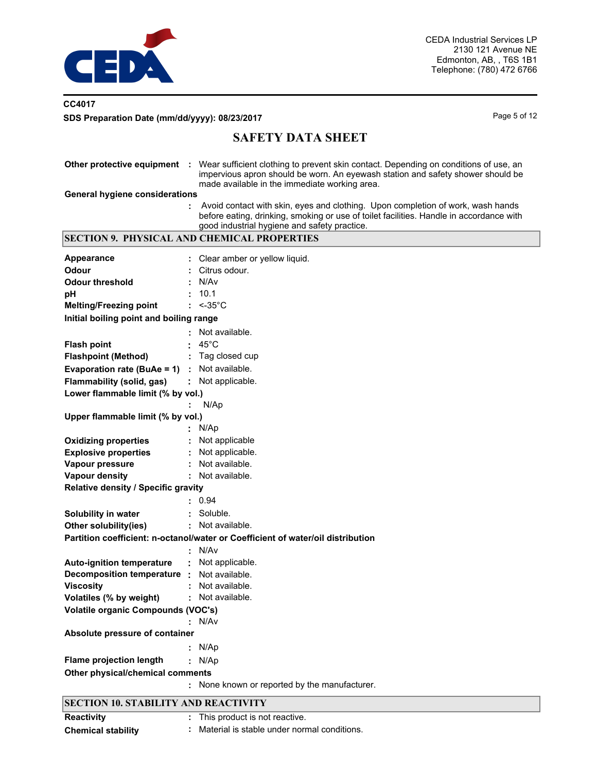**Other protective equipment** : Wear sufficient clothing to prevent skin contact. Depending on conditions of use, an impervious apron should be worn. An eyewash station and safety shower should be made available in the immediate working area.

**General hygiene considerations** : Avoid contact with skin, eyes and clothing. Upon completion of work, wash hands before eating, drinking, smoking or use of toilet facilities. Handle in accordance with good industrial hygiene and safety practice.

## SECTION 9. PHYSICAL AND CHEMICAL PROPERTIES

| | |
|---|---|
| **Appearance** | : Clear amber or yellow liquid. |
| **Odour** | : Citrus odour. |
| **Odour threshold** | : N/Av |
| **pH** | : 10.1 |
| **Melting/Freezing point** | : <-35°C |
| **Initial boiling point and boiling range** | : Not available. |
| **Flash point** | : 45°C |
| **Flashpoint (Method)** | : Tag closed cup |
| **Evaporation rate (BuAe = 1)** | : Not available. |
| **Flammability (solid, gas)** | : Not applicable. |
| **Lower flammable limit (% by vol.)** | : N/Ap |
| **Upper flammable limit (% by vol.)** | : N/Ap |
| **Oxidizing properties** | : Not applicable |
| **Explosive properties** | : Not applicable. |
| **Vapour pressure** | : Not available. |
| **Vapour density** | : Not available. |
| **Relative density / Specific gravity** | : 0.94 |
| **Solubility in water** | : Soluble. |
| **Other solubility(ies)** | : Not available. |
| **Partition coefficient: n-octanol/water or Coefficient of water/oil distribution** | : N/Av |
| **Auto-ignition temperature** | : Not applicable. |
| **Decomposition temperature** | : Not available. |
| **Viscosity** | : Not available. |
| **Volatiles (% by weight)** | : Not available. |
| **Volatile organic Compounds (VOC's)** | : N/Av |
| **Absolute pressure of container** | : N/Ap |
| **Flame projection length** | : N/Ap |
| **Other physical/chemical comments** | : None known or reported by the manufacturer. |

## SECTION 10. STABILITY AND REACTIVITY

| | |
|---|---|
| **Reactivity** | : This product is not reactive. |
| **Chemical stability** | : Material is stable under normal conditions. |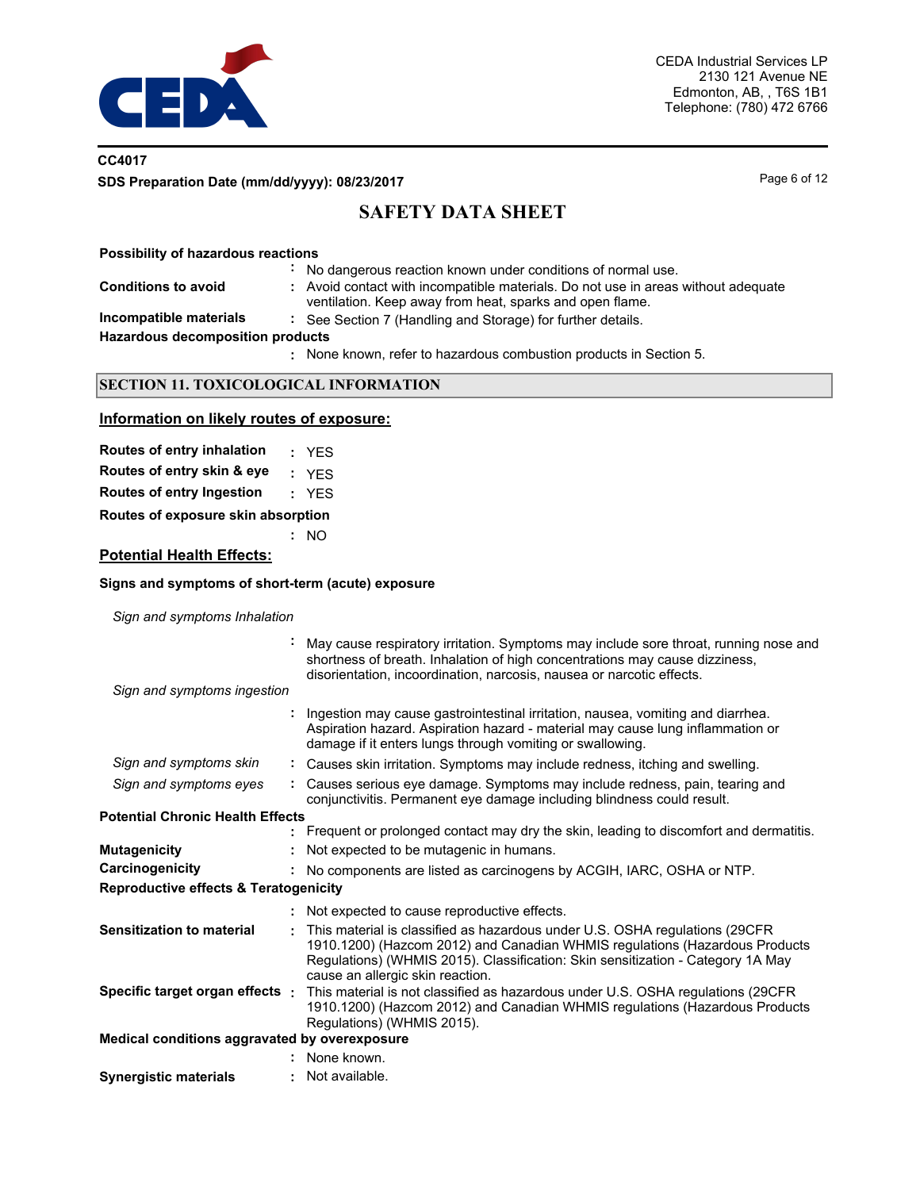**Possibility of hazardous reactions**

: No dangerous reaction known under conditions of normal use.

**Conditions to avoid** : Avoid contact with incompatible materials. Do not use in areas without adequate ventilation. Keep away from heat, sparks and open flame.

**Incompatible materials** : See Section 7 (Handling and Storage) for further details.

**Hazardous decomposition products**

: None known, refer to hazardous combustion products in Section 5.

## SECTION 11. TOXICOLOGICAL INFORMATION

### Information on likely routes of exposure:

**Routes of entry inhalation** : YES

**Routes of entry skin & eye** : YES

**Routes of entry Ingestion** : YES

**Routes of exposure skin absorption**

: NO

### Potential Health Effects:

**Signs and symptoms of short-term (acute) exposure**

*Sign and symptoms Inhalation*

: May cause respiratory irritation. Symptoms may include sore throat, running nose and shortness of breath. Inhalation of high concentrations may cause dizziness, disorientation, incoordination, narcosis, nausea or narcotic effects.

*Sign and symptoms ingestion*

: Ingestion may cause gastrointestinal irritation, nausea, vomiting and diarrhea. Aspiration hazard. Aspiration hazard - material may cause lung inflammation or damage if it enters lungs through vomiting or swallowing.

*Sign and symptoms skin* : Causes skin irritation. Symptoms may include redness, itching and swelling.

*Sign and symptoms eyes* : Causes serious eye damage. Symptoms may include redness, pain, tearing and conjunctivitis. Permanent eye damage including blindness could result.

**Potential Chronic Health Effects**

: Frequent or prolonged contact may dry the skin, leading to discomfort and dermatitis.

**Mutagenicity** : Not expected to be mutagenic in humans.

**Carcinogenicity** : No components are listed as carcinogens by ACGIH, IARC, OSHA or NTP.

**Reproductive effects & Teratogenicity**

: Not expected to cause reproductive effects.

**Sensitization to material** : This material is classified as hazardous under U.S. OSHA regulations (29CFR 1910.1200) (Hazcom 2012) and Canadian WHMIS regulations (Hazardous Products Regulations) (WHMIS 2015). Classification: Skin sensitization - Category 1A May cause an allergic skin reaction.

**Specific target organ effects** : This material is not classified as hazardous under U.S. OSHA regulations (29CFR 1910.1200) (Hazcom 2012) and Canadian WHMIS regulations (Hazardous Products Regulations) (WHMIS 2015).

**Medical conditions aggravated by overexposure**

: None known.

**Synergistic materials** : Not available.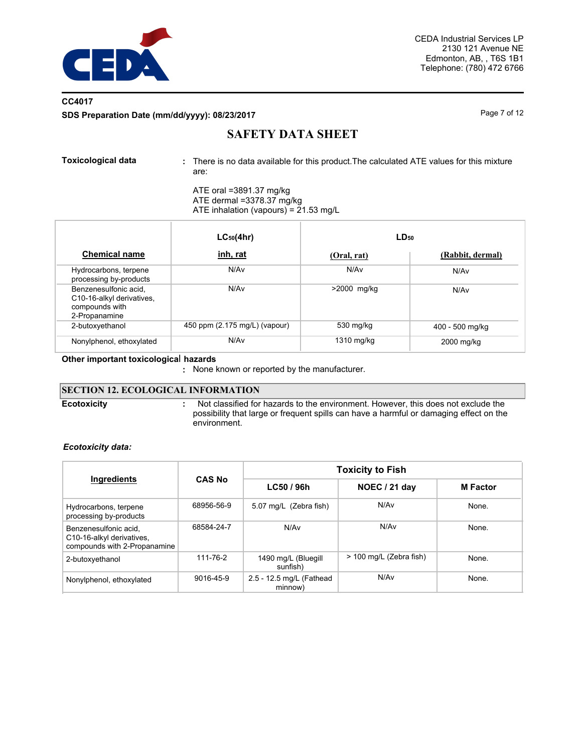**CC4017**

**SDS Preparation Date (mm/dd/yyyy): 08/23/2017**

# SAFETY DATA SHEET

**Toxicological data** : There is no data available for this product.The calculated ATE values for this mixture are:

ATE oral =3891.37 mg/kg
ATE dermal =3378.37 mg/kg
ATE inhalation (vapours) = 21.53 mg/L

| Chemical name | $LC_{50}$(4hr) inh, rat | $LD_{50}$ (Oral, rat) | $LD_{50}$ (Rabbit, dermal) |
|---|---|---|---|
| Hydrocarbons, terpene processing by-products | N/Av | N/Av | N/Av |
| Benzenesulfonic acid, C10-16-alkyl derivatives, compounds with 2-Propanamine | N/Av | >2000 mg/kg | N/Av |
| 2-butoxyethanol | 450 ppm (2.175 mg/L) (vapour) | 530 mg/kg | 400 - 500 mg/kg |
| Nonylphenol, ethoxylated | N/Av | 1310 mg/kg | 2000 mg/kg |

**Other important toxicological hazards**
: None known or reported by the manufacturer.

## SECTION 12. ECOLOGICAL INFORMATION

**Ecotoxicity** : Not classified for hazards to the environment. However, this does not exclude the possibility that large or frequent spills can have a harmful or damaging effect on the environment.

***Ecotoxicity data:***

| Ingredients | CAS No | Toxicity to Fish | | |
|---|---|---|---|---|
| | | LC50 / 96h | NOEC / 21 day | M Factor |
| Hydrocarbons, terpene processing by-products | 68956-56-9 | 5.07 mg/L (Zebra fish) | N/Av | None. |
| Benzenesulfonic acid, C10-16-alkyl derivatives, compounds with 2-Propanamine | 68584-24-7 | N/Av | N/Av | None. |
| 2-butoxyethanol | 111-76-2 | 1490 mg/L (Bluegill sunfish) | > 100 mg/L (Zebra fish) | None. |
| Nonylphenol, ethoxylated | 9016-45-9 | 2.5 - 12.5 mg/L (Fathead minnow) | N/Av | None. |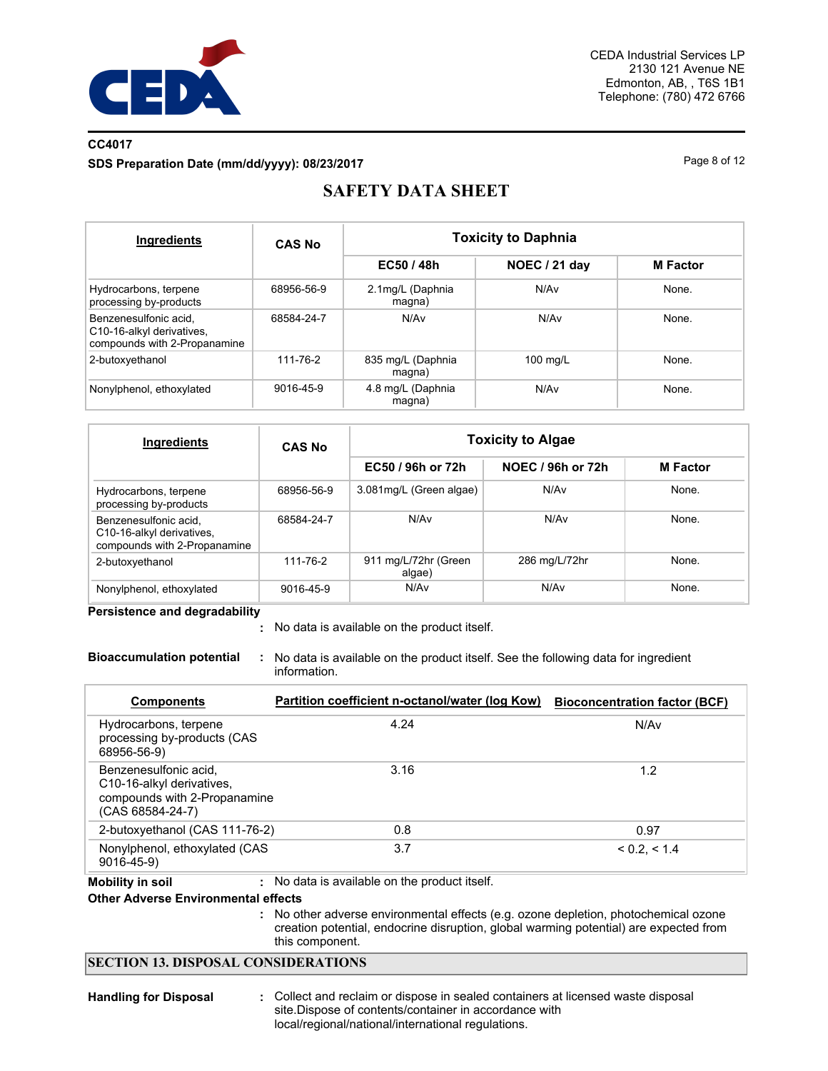| Ingredients | CAS No | Toxicity to Daphnia | | |
|---|---|---|---|---|
| | | EC50 / 48h | NOEC / 21 day | M Factor |
| Hydrocarbons, terpene processing by-products | 68956-56-9 | 2.1mg/L (Daphnia magna) | N/Av | None. |
| Benzenesulfonic acid, C10-16-alkyl derivatives, compounds with 2-Propanamine | 68584-24-7 | N/Av | N/Av | None. |
| 2-butoxyethanol | 111-76-2 | 835 mg/L (Daphnia magna) | 100 mg/L | None. |
| Nonylphenol, ethoxylated | 9016-45-9 | 4.8 mg/L (Daphnia magna) | N/Av | None. |

| Ingredients | CAS No | Toxicity to Algae | | |
|---|---|---|---|---|
| | | EC50 / 96h or 72h | NOEC / 96h or 72h | M Factor |
| Hydrocarbons, terpene processing by-products | 68956-56-9 | 3.081mg/L (Green algae) | N/Av | None. |
| Benzenesulfonic acid, C10-16-alkyl derivatives, compounds with 2-Propanamine | 68584-24-7 | N/Av | N/Av | None. |
| 2-butoxyethanol | 111-76-2 | 911 mg/L/72hr (Green algae) | 286 mg/L/72hr | None. |
| Nonylphenol, ethoxylated | 9016-45-9 | N/Av | N/Av | None. |

**Persistence and degradability**

: No data is available on the product itself.

**Bioaccumulation potential** : No data is available on the product itself. See the following data for ingredient information.

| Components | Partition coefficient n-octanol/water (log Kow) | Bioconcentration factor (BCF) |
|---|---|---|
| Hydrocarbons, terpene processing by-products (CAS 68956-56-9) | 4.24 | N/Av |
| Benzenesulfonic acid, C10-16-alkyl derivatives, compounds with 2-Propanamine (CAS 68584-24-7) | 3.16 | 1.2 |
| 2-butoxyethanol (CAS 111-76-2) | 0.8 | 0.97 |
| Nonylphenol, ethoxylated (CAS 9016-45-9) | 3.7 | < 0.2, < 1.4 |

**Mobility in soil** : No data is available on the product itself.

**Other Adverse Environmental effects**

: No other adverse environmental effects (e.g. ozone depletion, photochemical ozone creation potential, endocrine disruption, global warming potential) are expected from this component.

## SECTION 13. DISPOSAL CONSIDERATIONS

**Handling for Disposal** : Collect and reclaim or dispose in sealed containers at licensed waste disposal site.Dispose of contents/container in accordance with local/regional/national/international regulations.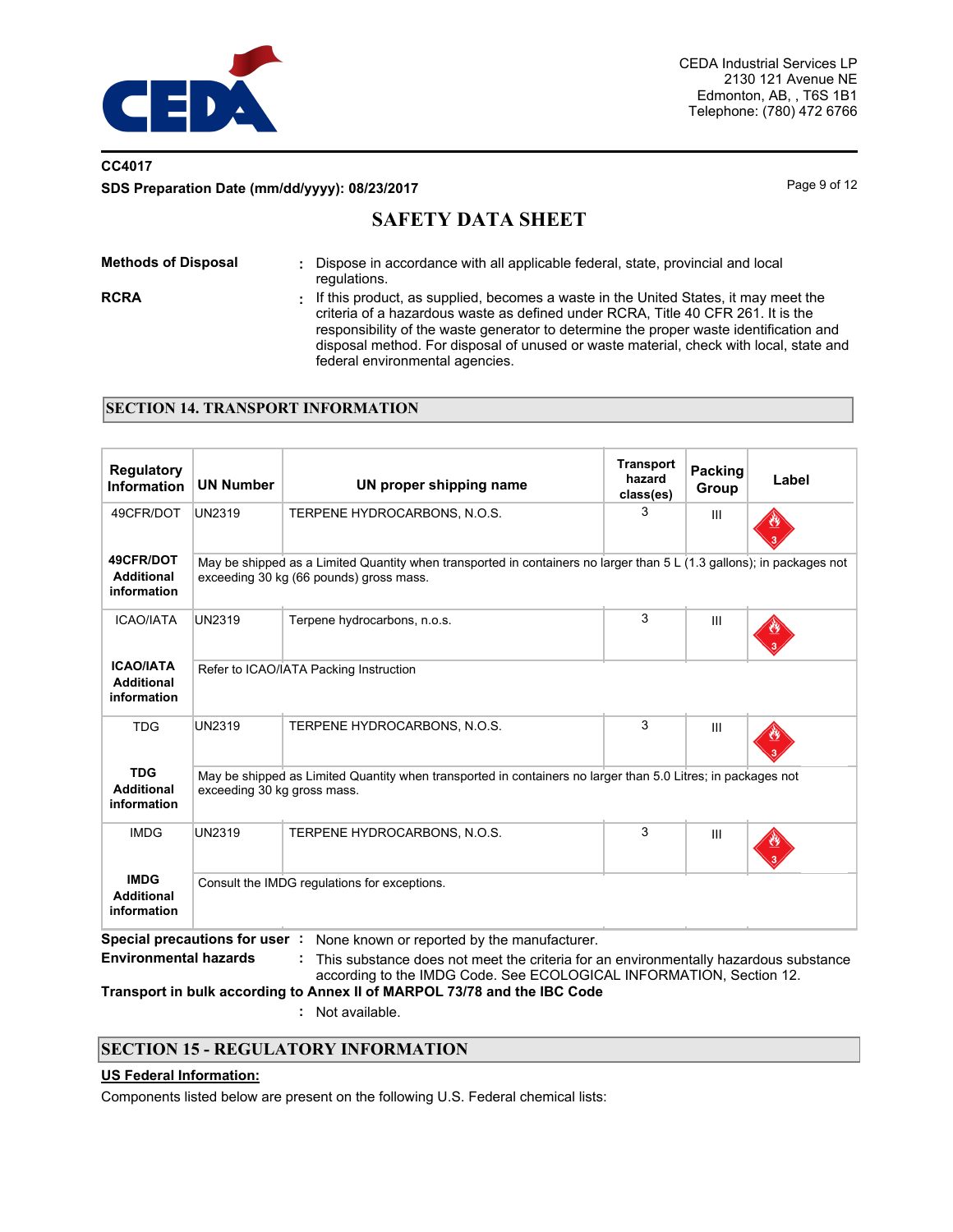CC4017

**SDS Preparation Date (mm/dd/yyyy): 08/23/2017**

# SAFETY DATA SHEET

**Methods of Disposal** : Dispose in accordance with all applicable federal, state, provincial and local regulations.

**RCRA** : If this product, as supplied, becomes a waste in the United States, it may meet the criteria of a hazardous waste as defined under RCRA, Title 40 CFR 261. It is the responsibility of the waste generator to determine the proper waste identification and disposal method. For disposal of unused or waste material, check with local, state and federal environmental agencies.

## SECTION 14. TRANSPORT INFORMATION

| Regulatory Information | UN Number | UN proper shipping name | Transport hazard class(es) | Packing Group | Label |
|---|---|---|---|---|---|
| 49CFR/DOT | UN2319 | TERPENE HYDROCARBONS, N.O.S. | 3 | III | |
| **49CFR/DOT Additional information** | May be shipped as a Limited Quantity when transported in containers no larger than 5 L (1.3 gallons); in packages not exceeding 30 kg (66 pounds) gross mass. | | | | |
| ICAO/IATA | UN2319 | Terpene hydrocarbons, n.o.s. | 3 | III | |
| **ICAO/IATA Additional information** | Refer to ICAO/IATA Packing Instruction | | | | |
| TDG | UN2319 | TERPENE HYDROCARBONS, N.O.S. | 3 | III | |
| **TDG Additional information** | May be shipped as Limited Quantity when transported in containers no larger than 5.0 Litres; in packages not exceeding 30 kg gross mass. | | | | |
| IMDG | UN2319 | TERPENE HYDROCARBONS, N.O.S. | 3 | III | |
| **IMDG Additional information** | Consult the IMDG regulations for exceptions. | | | | |

**Special precautions for user** : None known or reported by the manufacturer.

**Environmental hazards** : This substance does not meet the criteria for an environmentally hazardous substance according to the IMDG Code. See ECOLOGICAL INFORMATION, Section 12.

**Transport in bulk according to Annex II of MARPOL 73/78 and the IBC Code**

: Not available.

## SECTION 15 - REGULATORY INFORMATION

**US Federal Information:**

Components listed below are present on the following U.S. Federal chemical lists: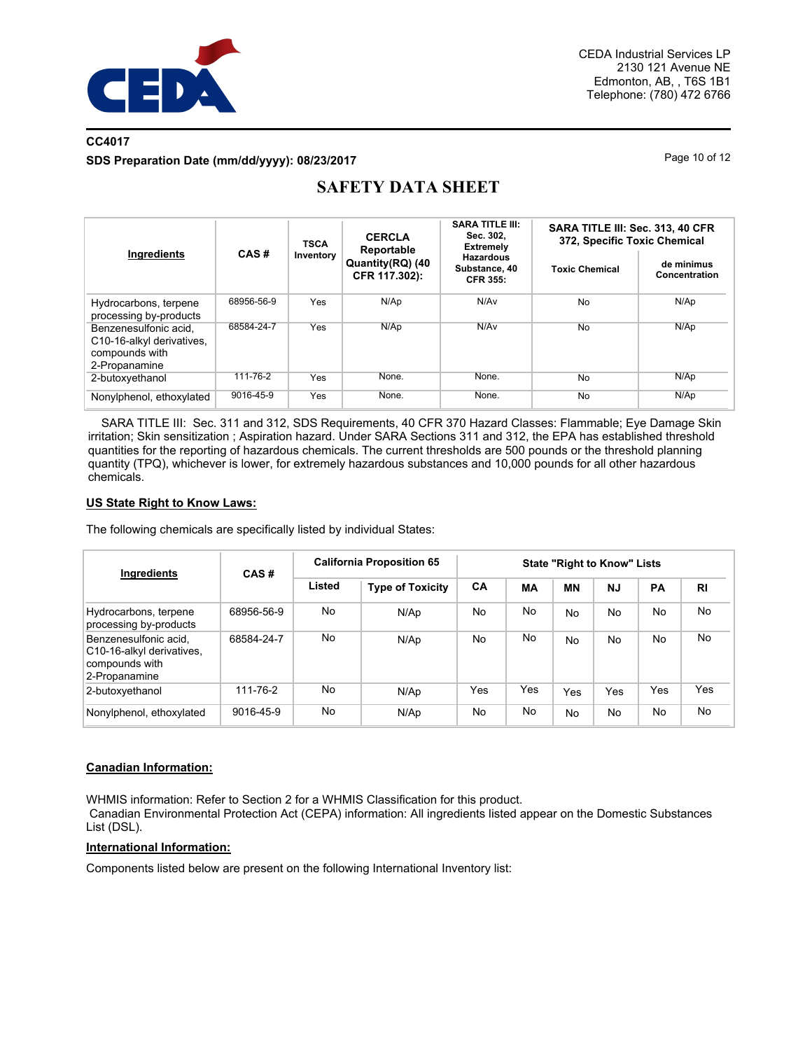| Ingredients | CAS # | TSCA Inventory | CERCLA Reportable Quantity(RQ) (40 CFR 117.302): | SARA TITLE III: Sec. 302, Extremely Hazardous Substance, 40 CFR 355: | SARA TITLE III: Sec. 313, 40 CFR 372, Specific Toxic Chemical | |
|---|---|---|---|---|---|---|
| | | | | | Toxic Chemical | de minimus Concentration |
| Hydrocarbons, terpene processing by-products | 68956-56-9 | Yes | N/Ap | N/Av | No | N/Ap |
| Benzenesulfonic acid, C10-16-alkyl derivatives, compounds with 2-Propanamine | 68584-24-7 | Yes | N/Ap | N/Av | No | N/Ap |
| 2-butoxyethanol | 111-76-2 | Yes | None. | None. | No | N/Ap |
| Nonylphenol, ethoxylated | 9016-45-9 | Yes | None. | None. | No | N/Ap |

SARA TITLE III: Sec. 311 and 312, SDS Requirements, 40 CFR 370 Hazard Classes: Flammable; Eye Damage Skin irritation; Skin sensitization ; Aspiration hazard. Under SARA Sections 311 and 312, the EPA has established threshold quantities for the reporting of hazardous chemicals. The current thresholds are 500 pounds or the threshold planning quantity (TPQ), whichever is lower, for extremely hazardous substances and 10,000 pounds for all other hazardous chemicals.

**US State Right to Know Laws:**

The following chemicals are specifically listed by individual States:

| Ingredients | CAS # | California Proposition 65 | | State "Right to Know" Lists | | | | | |
|---|---|---|---|---|---|---|---|---|---|
| | | Listed | Type of Toxicity | CA | MA | MN | NJ | PA | RI |
| Hydrocarbons, terpene processing by-products | 68956-56-9 | No | N/Ap | No | No | No | No | No | No |
| Benzenesulfonic acid, C10-16-alkyl derivatives, compounds with 2-Propanamine | 68584-24-7 | No | N/Ap | No | No | No | No | No | No |
| 2-butoxyethanol | 111-76-2 | No | N/Ap | Yes | Yes | Yes | Yes | Yes | Yes |
| Nonylphenol, ethoxylated | 9016-45-9 | No | N/Ap | No | No | No | No | No | No |

**Canadian Information:**

WHMIS information: Refer to Section 2 for a WHMIS Classification for this product.
Canadian Environmental Protection Act (CEPA) information: All ingredients listed appear on the Domestic Substances List (DSL).

**International Information:**

Components listed below are present on the following International Inventory list: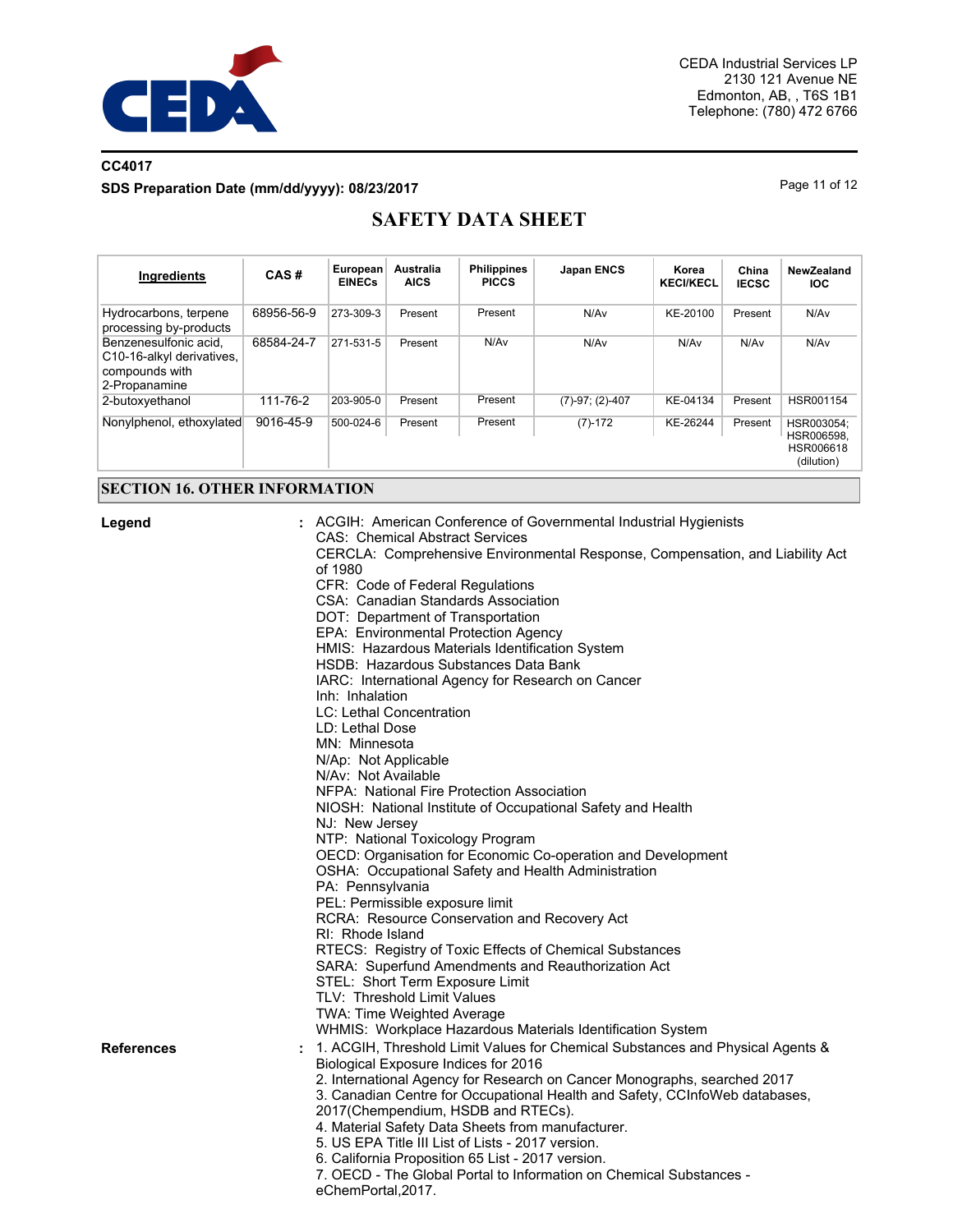| Ingredients | CAS # | European EINECs | Australia AICS | Philippines PICCS | Japan ENCS | Korea KECI/KECL | China IECSC | NewZealand IOC |
|---|---|---|---|---|---|---|---|---|
| Hydrocarbons, terpene processing by-products | 68956-56-9 | 273-309-3 | Present | Present | N/Av | KE-20100 | Present | N/Av |
| Benzenesulfonic acid, C10-16-alkyl derivatives, compounds with 2-Propanamine | 68584-24-7 | 271-531-5 | Present | N/Av | N/Av | N/Av | N/Av | N/Av |
| 2-butoxyethanol | 111-76-2 | 203-905-0 | Present | Present | (7)-97; (2)-407 | KE-04134 | Present | HSR001154 |
| Nonylphenol, ethoxylated | 9016-45-9 | 500-024-6 | Present | Present | (7)-172 | KE-26244 | Present | HSR003054; HSR006598, HSR006618 (dilution) |

## SECTION 16. OTHER INFORMATION

**Legend** : ACGIH: American Conference of Governmental Industrial Hygienists
CAS: Chemical Abstract Services
CERCLA: Comprehensive Environmental Response, Compensation, and Liability Act of 1980
CFR: Code of Federal Regulations
CSA: Canadian Standards Association
DOT: Department of Transportation
EPA: Environmental Protection Agency
HMIS: Hazardous Materials Identification System
HSDB: Hazardous Substances Data Bank
IARC: International Agency for Research on Cancer
Inh: Inhalation
LC: Lethal Concentration
LD: Lethal Dose
MN: Minnesota
N/Ap: Not Applicable
N/Av: Not Available
NFPA: National Fire Protection Association
NIOSH: National Institute of Occupational Safety and Health
NJ: New Jersey
NTP: National Toxicology Program
OECD: Organisation for Economic Co-operation and Development
OSHA: Occupational Safety and Health Administration
PA: Pennsylvania
PEL: Permissible exposure limit
RCRA: Resource Conservation and Recovery Act
RI: Rhode Island
RTECS: Registry of Toxic Effects of Chemical Substances
SARA: Superfund Amendments and Reauthorization Act
STEL: Short Term Exposure Limit
TLV: Threshold Limit Values
TWA: Time Weighted Average
WHMIS: Workplace Hazardous Materials Identification System

**References** : 1. ACGIH, Threshold Limit Values for Chemical Substances and Physical Agents & Biological Exposure Indices for 2016
2. International Agency for Research on Cancer Monographs, searched 2017
3. Canadian Centre for Occupational Health and Safety, CCInfoWeb databases, 2017(Chempendium, HSDB and RTECs).
4. Material Safety Data Sheets from manufacturer.
5. US EPA Title III List of Lists - 2017 version.
6. California Proposition 65 List - 2017 version.
7. OECD - The Global Portal to Information on Chemical Substances - eChemPortal,2017.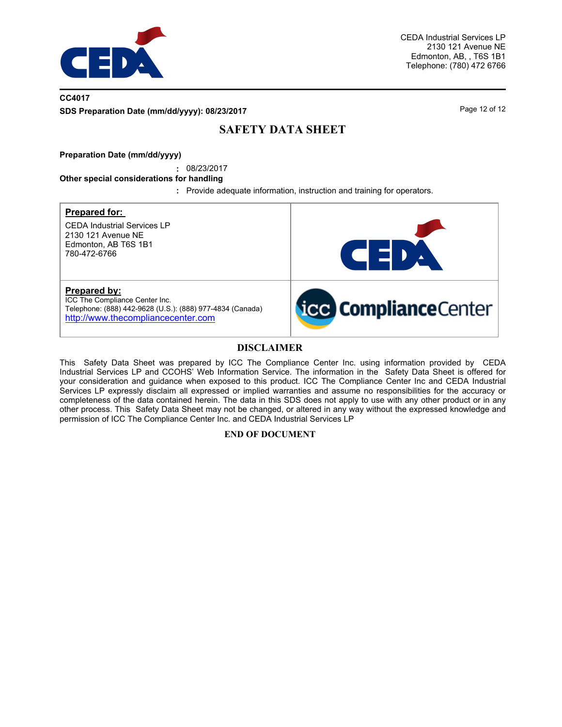CC4017

**SDS Preparation Date (mm/dd/yyyy): 08/23/2017**

# SAFETY DATA SHEET

**Preparation Date (mm/dd/yyyy)**

: 08/23/2017

**Other special considerations for handling**

: Provide adequate information, instruction and training for operators.

| | |
|---|---|
| **Prepared for:**<br>CEDA Industrial Services LP<br>2130 121 Avenue NE<br>Edmonton, AB T6S 1B1<br>780-472-6766 | |
| **Prepared by:**<br>ICC The Compliance Center Inc.<br>Telephone: (888) 442-9628 (U.S.): (888) 977-4834 (Canada)<br>http://www.thecompliancecenter.com | |

## DISCLAIMER

This Safety Data Sheet was prepared by ICC The Compliance Center Inc. using information provided by CEDA Industrial Services LP and CCOHS' Web Information Service. The information in the Safety Data Sheet is offered for your consideration and guidance when exposed to this product. ICC The Compliance Center Inc and CEDA Industrial Services LP expressly disclaim all expressed or implied warranties and assume no responsibilities for the accuracy or completeness of the data contained herein. The data in this SDS does not apply to use with any other product or in any other process. This Safety Data Sheet may not be changed, or altered in any way without the expressed knowledge and permission of ICC The Compliance Center Inc. and CEDA Industrial Services LP

**END OF DOCUMENT**